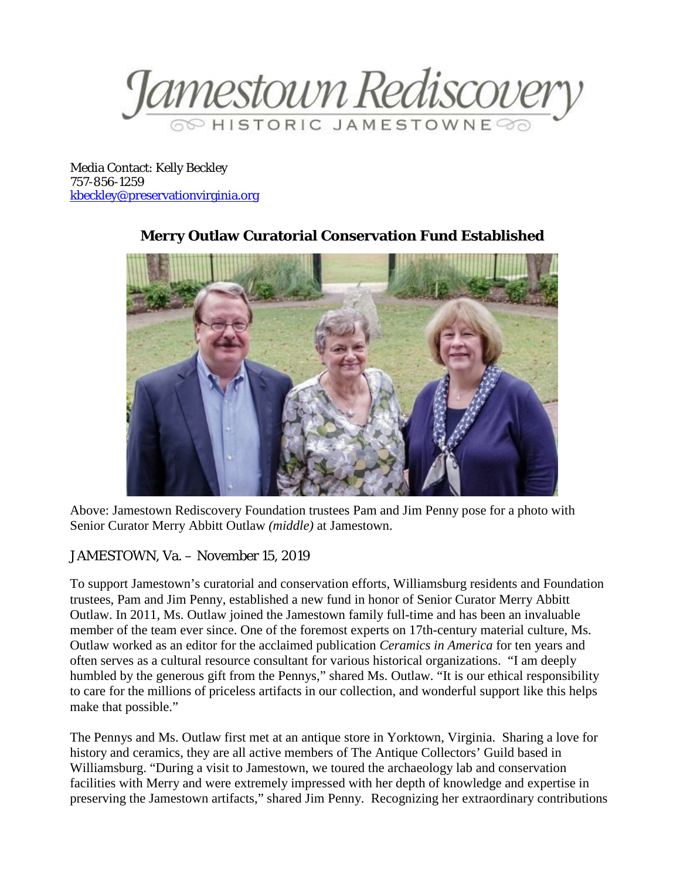Jamestown Rediscovery
HISTORIC JAMESTOWNE

Media Contact: Kelly Beckley
757-856-1259
kbeckley@preservationvirginia.org

## Merry Outlaw Curatorial Conservation Fund Established

Above: Jamestown Rediscovery Foundation trustees Pam and Jim Penny pose for a photo with Senior Curator Merry Abbitt Outlaw *(middle)* at Jamestown.

JAMESTOWN, Va. – November 15, 2019

To support Jamestown's curatorial and conservation efforts, Williamsburg residents and Foundation trustees, Pam and Jim Penny, established a new fund in honor of Senior Curator Merry Abbitt Outlaw. In 2011, Ms. Outlaw joined the Jamestown family full-time and has been an invaluable member of the team ever since. One of the foremost experts on 17th-century material culture, Ms. Outlaw worked as an editor for the acclaimed publication *Ceramics in America* for ten years and often serves as a cultural resource consultant for various historical organizations. "I am deeply humbled by the generous gift from the Pennys," shared Ms. Outlaw. "It is our ethical responsibility to care for the millions of priceless artifacts in our collection, and wonderful support like this helps make that possible."

The Pennys and Ms. Outlaw first met at an antique store in Yorktown, Virginia. Sharing a love for history and ceramics, they are all active members of The Antique Collectors' Guild based in Williamsburg. "During a visit to Jamestown, we toured the archaeology lab and conservation facilities with Merry and were extremely impressed with her depth of knowledge and expertise in preserving the Jamestown artifacts," shared Jim Penny. Recognizing her extraordinary contributions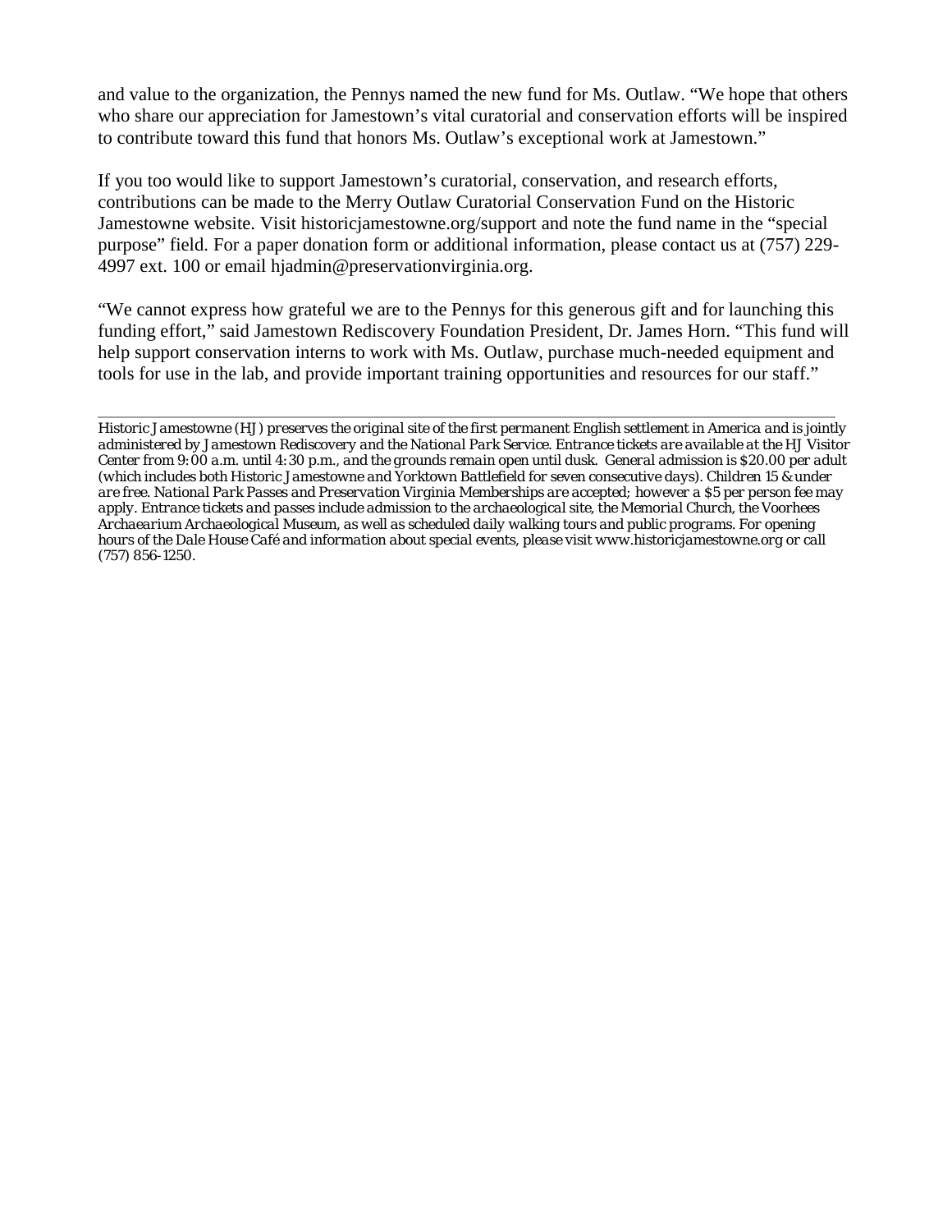and value to the organization, the Pennys named the new fund for Ms. Outlaw. "We hope that others who share our appreciation for Jamestown's vital curatorial and conservation efforts will be inspired to contribute toward this fund that honors Ms. Outlaw's exceptional work at Jamestown."

If you too would like to support Jamestown's curatorial, conservation, and research efforts, contributions can be made to the Merry Outlaw Curatorial Conservation Fund on the Historic Jamestowne website. Visit historicjamestowne.org/support and note the fund name in the "special purpose" field. For a paper donation form or additional information, please contact us at (757) 229-4997 ext. 100 or email hjadmin@preservationvirginia.org.

"We cannot express how grateful we are to the Pennys for this generous gift and for launching this funding effort," said Jamestown Rediscovery Foundation President, Dr. James Horn. "This fund will help support conservation interns to work with Ms. Outlaw, purchase much-needed equipment and tools for use in the lab, and provide important training opportunities and resources for our staff."

---

*Historic Jamestowne (HJ) preserves the original site of the first permanent English settlement in America and is jointly administered by Jamestown Rediscovery and the National Park Service. Entrance tickets are available at the HJ Visitor Center from 9:00 a.m. until 4:30 p.m., and the grounds remain open until dusk. General admission is $20.00 per adult (which includes both Historic Jamestowne and Yorktown Battlefield for seven consecutive days). Children 15 & under are free. National Park Passes and Preservation Virginia Memberships are accepted; however a $5 per person fee may apply. Entrance tickets and passes include admission to the archaeological site, the Memorial Church, the Voorhees Archaearium Archaeological Museum, as well as scheduled daily walking tours and public programs. For opening hours of the Dale House Café and information about special events, please visit www.historicjamestowne.org or call (757) 856-1250.*